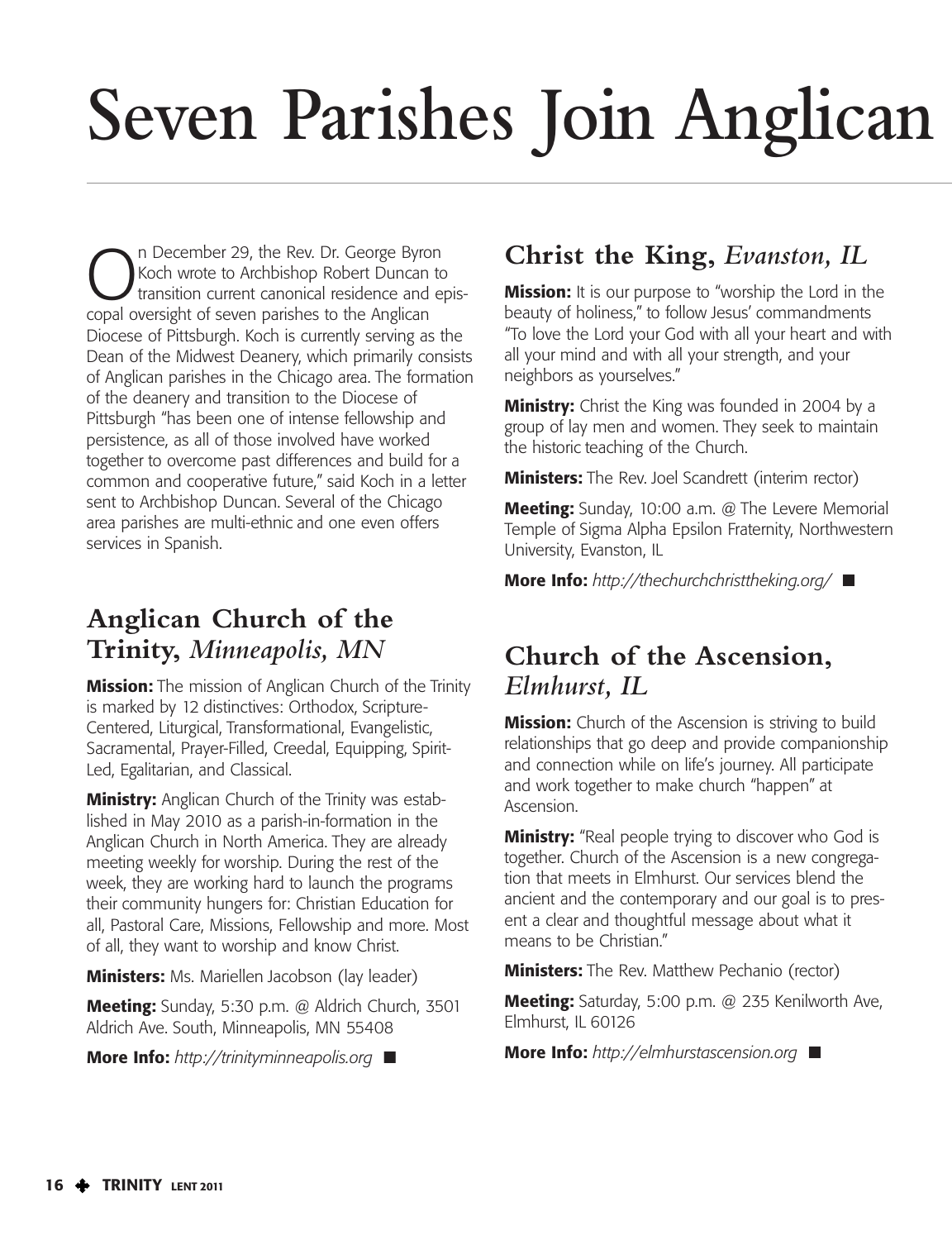# Seven Parishes Join Anglican

On December 29, the Rev. Dr. George Byron Koch wrote to Archbishop Robert Duncan to transition current canonical residence and episcopal oversight of seven parishes to the Anglican Diocese of Pittsburgh. Koch is currently serving as the Dean of the Midwest Deanery, which primarily consists of Anglican parishes in the Chicago area. The formation of the deanery and transition to the Diocese of Pittsburgh "has been one of intense fellowship and persistence, as all of those involved have worked together to overcome past differences and build for a common and cooperative future," said Koch in a letter sent to Archbishop Duncan. Several of the Chicago area parishes are multi-ethnic and one even offers services in Spanish.

## Anglican Church of the Trinity, *Minneapolis, MN*

**Mission:** The mission of Anglican Church of the Trinity is marked by 12 distinctives: Orthodox, Scripture-Centered, Liturgical, Transformational, Evangelistic, Sacramental, Prayer-Filled, Creedal, Equipping, Spirit-Led, Egalitarian, and Classical.

**Ministry:** Anglican Church of the Trinity was established in May 2010 as a parish-in-formation in the Anglican Church in North America. They are already meeting weekly for worship. During the rest of the week, they are working hard to launch the programs their community hungers for: Christian Education for all, Pastoral Care, Missions, Fellowship and more. Most of all, they want to worship and know Christ.

**Ministers:** Ms. Mariellen Jacobson (lay leader)

**Meeting:** Sunday, 5:30 p.m. @ Aldrich Church, 3501 Aldrich Ave. South, Minneapolis, MN 55408

**More Info:** *http://trinityminneapolis.org* ■

## Christ the King, *Evanston, IL*

**Mission:** It is our purpose to "worship the Lord in the beauty of holiness," to follow Jesus' commandments "To love the Lord your God with all your heart and with all your mind and with all your strength, and your neighbors as yourselves."

**Ministry:** Christ the King was founded in 2004 by a group of lay men and women. They seek to maintain the historic teaching of the Church.

**Ministers:** The Rev. Joel Scandrett (interim rector)

**Meeting:** Sunday, 10:00 a.m. @ The Levere Memorial Temple of Sigma Alpha Epsilon Fraternity, Northwestern University, Evanston, IL

**More Info:** *http://thechurchchristtheking.org/* ■

## Church of the Ascension, *Elmhurst, IL*

**Mission:** Church of the Ascension is striving to build relationships that go deep and provide companionship and connection while on life's journey. All participate and work together to make church "happen" at Ascension.

**Ministry:** "Real people trying to discover who God is together. Church of the Ascension is a new congregation that meets in Elmhurst. Our services blend the ancient and the contemporary and our goal is to present a clear and thoughtful message about what it means to be Christian."

**Ministers:** The Rev. Matthew Pechanio (rector)

**Meeting:** Saturday, 5:00 p.m. @ 235 Kenilworth Ave, Elmhurst, IL 60126

**More Info:** *http://elmhurstascension.org* ■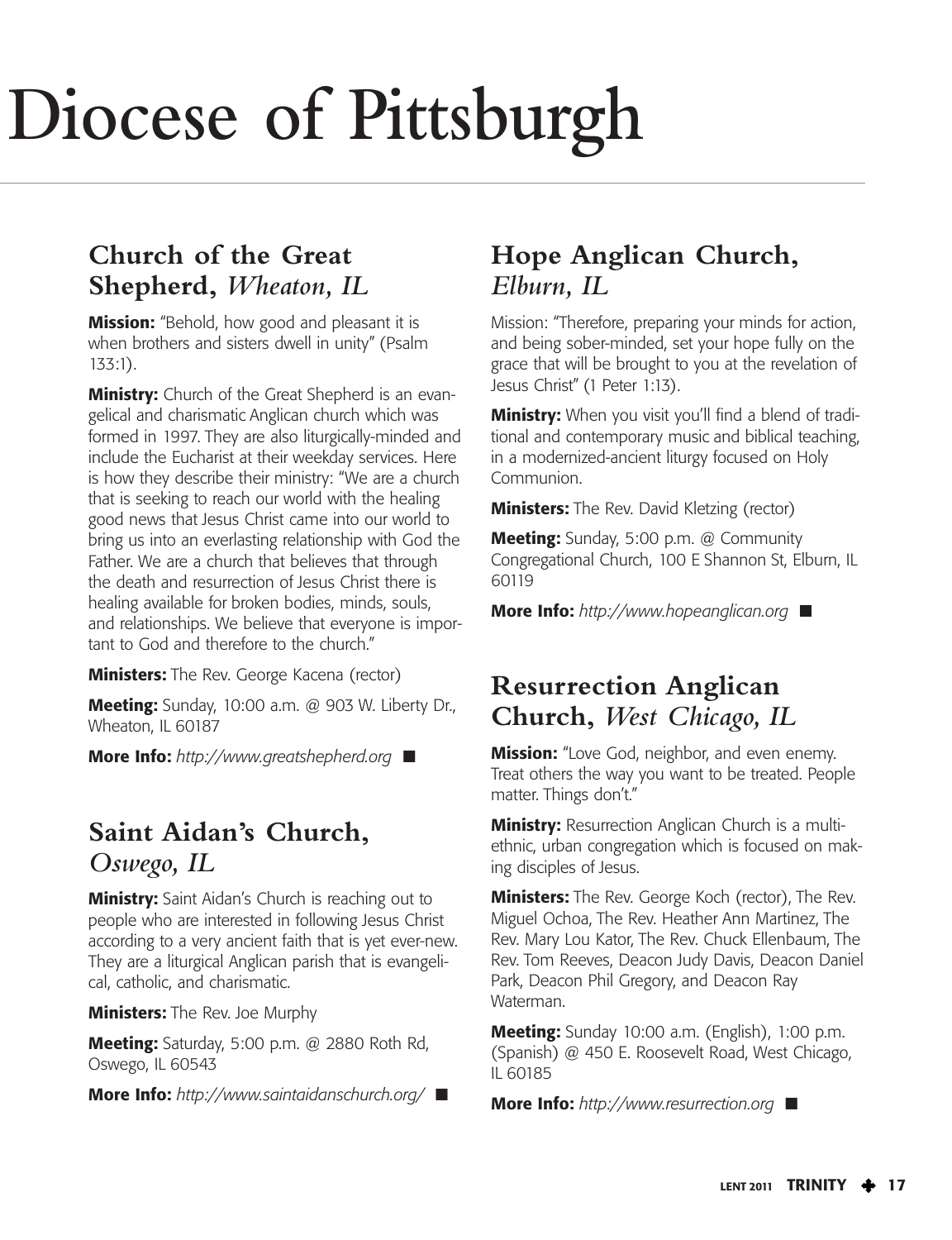# Diocese of Pittsburgh

## Church of the Great Shepherd, *Wheaton, IL*

**Mission:** "Behold, how good and pleasant it is when brothers and sisters dwell in unity" (Psalm 133:1).

**Ministry:** Church of the Great Shepherd is an evangelical and charismatic Anglican church which was formed in 1997. They are also liturgically-minded and include the Eucharist at their weekday services. Here is how they describe their ministry: "We are a church that is seeking to reach our world with the healing good news that Jesus Christ came into our world to bring us into an everlasting relationship with God the Father. We are a church that believes that through the death and resurrection of Jesus Christ there is healing available for broken bodies, minds, souls, and relationships. We believe that everyone is important to God and therefore to the church."

**Ministers:** The Rev. George Kacena (rector)

**Meeting:** Sunday, 10:00 a.m. @ 903 W. Liberty Dr., Wheaton, IL 60187

**More Info:** *http://www.greatshepherd.org* ■

## Saint Aidan's Church, *Oswego, IL*

**Ministry:** Saint Aidan's Church is reaching out to people who are interested in following Jesus Christ according to a very ancient faith that is yet ever-new. They are a liturgical Anglican parish that is evangelical, catholic, and charismatic.

**Ministers:** The Rev. Joe Murphy

**Meeting:** Saturday, 5:00 p.m. @ 2880 Roth Rd, Oswego, IL 60543

**More Info:** *http://www.saintaidanschurch.org/* ■

## Hope Anglican Church, *Elburn, IL*

Mission: "Therefore, preparing your minds for action, and being sober-minded, set your hope fully on the grace that will be brought to you at the revelation of Jesus Christ" (1 Peter 1:13).

**Ministry:** When you visit you'll find a blend of traditional and contemporary music and biblical teaching, in a modernized-ancient liturgy focused on Holy Communion.

**Ministers:** The Rev. David Kletzing (rector)

**Meeting:** Sunday, 5:00 p.m. @ Community Congregational Church, 100 E Shannon St, Elburn, IL 60119

**More Info:** *http://www.hopeanglican.org* ■

## Resurrection Anglican Church, *West Chicago, IL*

**Mission:** "Love God, neighbor, and even enemy. Treat others the way you want to be treated. People matter. Things don't."

**Ministry:** Resurrection Anglican Church is a multiethnic, urban congregation which is focused on making disciples of Jesus.

**Ministers:** The Rev. George Koch (rector), The Rev. Miguel Ochoa, The Rev. Heather Ann Martinez, The Rev. Mary Lou Kator, The Rev. Chuck Ellenbaum, The Rev. Tom Reeves, Deacon Judy Davis, Deacon Daniel Park, Deacon Phil Gregory, and Deacon Ray Waterman.

**Meeting:** Sunday 10:00 a.m. (English), 1:00 p.m. (Spanish) @ 450 E. Roosevelt Road, West Chicago, IL 60185

**More Info:** *http://www.resurrection.org* ■